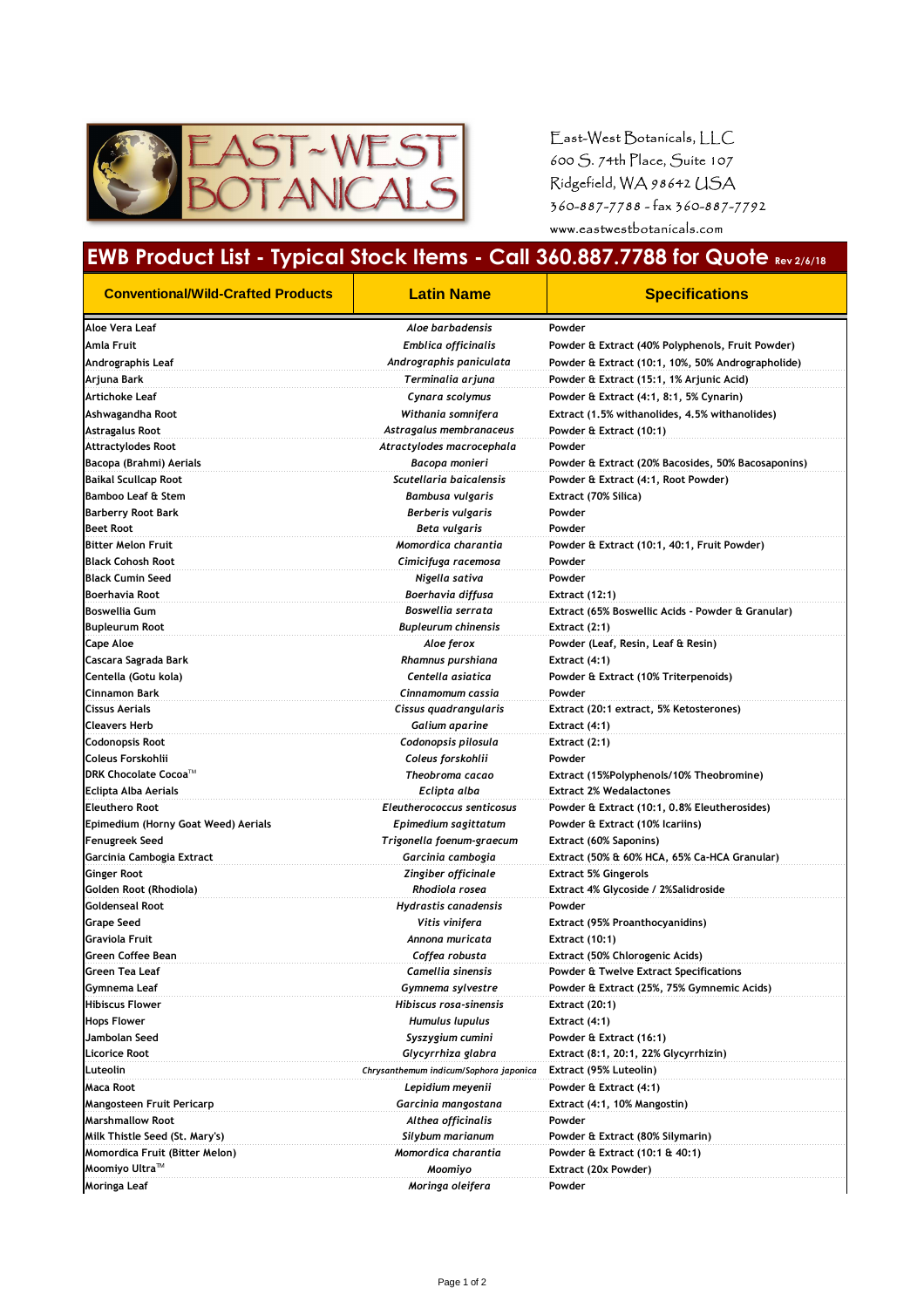East-West Botanicals, LLC
600 S. 74th Place, Suite 107
Ridgefield, WA 98642 USA
360-887-7788 - fax 360-887-7792
www.eastwestbotanicals.com

# EWB Product List - Typical Stock Items - Call 360.887.7788 for Quote Rev 2/6/18

| Conventional/Wild-Crafted Products | Latin Name | Specifications |
|---|---|---|
| Aloe Vera Leaf | *Aloe barbadensis* | Powder |
| Amla Fruit | *Emblica officinalis* | Powder & Extract (40% Polyphenols, Fruit Powder) |
| Andrographis Leaf | *Andrographis paniculata* | Powder & Extract (10:1, 10%, 50% Andrographolide) |
| Arjuna Bark | *Terminalia arjuna* | Powder & Extract (15:1, 1% Arjunic Acid) |
| Artichoke Leaf | *Cynara scolymus* | Powder & Extract (4:1, 8:1, 5% Cynarin) |
| Ashwagandha Root | *Withania somnifera* | Extract (1.5% withanolides, 4.5% withanolides) |
| Astragalus Root | *Astragalus membranaceus* | Powder & Extract (10:1) |
| Attractylodes Root | *Atractylodes macrocephala* | Powder |
| Bacopa (Brahmi) Aerials | *Bacopa monieri* | Powder & Extract (20% Bacosides, 50% Bacosaponins) |
| Baikal Scullcap Root | *Scutellaria baicalensis* | Powder & Extract (4:1, Root Powder) |
| Bamboo Leaf & Stem | *Bambusa vulgaris* | Extract (70% Silica) |
| Barberry Root Bark | *Berberis vulgaris* | Powder |
| Beet Root | *Beta vulgaris* | Powder |
| Bitter Melon Fruit | *Momordica charantia* | Powder & Extract (10:1, 40:1, Fruit Powder) |
| Black Cohosh Root | *Cimicifuga racemosa* | Powder |
| Black Cumin Seed | *Nigella sativa* | Powder |
| Boerhavia Root | *Boerhavia diffusa* | Extract (12:1) |
| Boswellia Gum | *Boswellia serrata* | Extract (65% Boswellic Acids - Powder & Granular) |
| Bupleurum Root | *Bupleurum chinensis* | Extract (2:1) |
| Cape Aloe | *Aloe ferox* | Powder (Leaf, Resin, Leaf & Resin) |
| Cascara Sagrada Bark | *Rhamnus purshiana* | Extract (4:1) |
| Centella (Gotu kola) | *Centella asiatica* | Powder & Extract (10% Triterpenoids) |
| Cinnamon Bark | *Cinnamomum cassia* | Powder |
| Cissus Aerials | *Cissus quadrangularis* | Extract (20:1 extract, 5% Ketosterones) |
| Cleavers Herb | *Galium aparine* | Extract (4:1) |
| Codonopsis Root | *Codonopsis pilosula* | Extract (2:1) |
| Coleus Forskohlii | *Coleus forskohlii* | Powder |
| DRK Chocolate Cocoa™ | *Theobroma cacao* | Extract (15%Polyphenols/10% Theobromine) |
| Eclipta Alba Aerials | *Eclipta alba* | Extract 2% Wedalactones |
| Eleuthero Root | *Eleutherococcus senticosus* | Powder & Extract (10:1, 0.8% Eleutherosides) |
| Epimedium (Horny Goat Weed) Aerials | *Epimedium sagittatum* | Powder & Extract (10% Icariins) |
| Fenugreek Seed | *Trigonella foenum-graecum* | Extract (60% Saponins) |
| Garcinia Cambogia Extract | *Garcinia cambogia* | Extract (50% & 60% HCA, 65% Ca-HCA Granular) |
| Ginger Root | *Zingiber officinale* | Extract 5% Gingerols |
| Golden Root (Rhodiola) | *Rhodiola rosea* | Extract 4% Glycoside / 2%Salidroside |
| Goldenseal Root | *Hydrastis canadensis* | Powder |
| Grape Seed | *Vitis vinifera* | Extract (95% Proanthocyanidins) |
| Graviola Fruit | *Annona muricata* | Extract (10:1) |
| Green Coffee Bean | *Coffea robusta* | Extract (50% Chlorogenic Acids) |
| Green Tea Leaf | *Camellia sinensis* | Powder & Twelve Extract Specifications |
| Gymnema Leaf | *Gymnema sylvestre* | Powder & Extract (25%, 75% Gymnemic Acids) |
| Hibiscus Flower | *Hibiscus rosa-sinensis* | Extract (20:1) |
| Hops Flower | *Humulus lupulus* | Extract (4:1) |
| Jambolan Seed | *Syszygium cumini* | Powder & Extract (16:1) |
| Licorice Root | *Glycyrrhiza glabra* | Extract (8:1, 20:1, 22% Glycyrrhizin) |
| Luteolin | *Chrysanthemum indicum/Sophora japonica* | Extract (95% Luteolin) |
| Maca Root | *Lepidium meyenii* | Powder & Extract (4:1) |
| Mangosteen Fruit Pericarp | *Garcinia mangostana* | Extract (4:1, 10% Mangostin) |
| Marshmallow Root | *Althea officinalis* | Powder |
| Milk Thistle Seed (St. Mary's) | *Silybum marianum* | Powder & Extract (80% Silymarin) |
| Momordica Fruit (Bitter Melon) | *Momordica charantia* | Powder & Extract (10:1 & 40:1) |
| Moomiyo Ultra™ | *Moomiyo* | Extract (20x Powder) |
| Moringa Leaf | *Moringa oleifera* | Powder |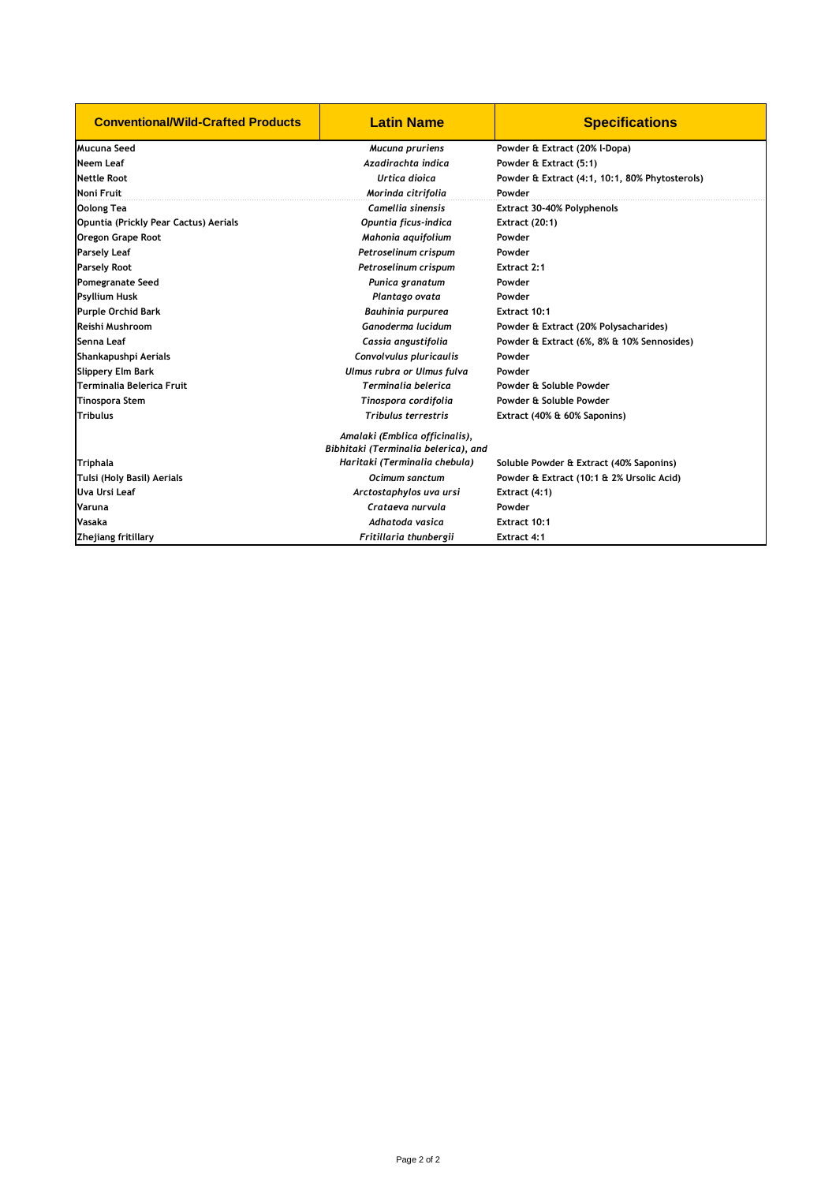| Conventional/Wild-Crafted Products | Latin Name | Specifications |
|---|---|---|
| Mucuna Seed | *Mucuna pruriens* | Powder & Extract (20% l-Dopa) |
| Neem Leaf | *Azadirachta indica* | Powder & Extract (5:1) |
| Nettle Root | *Urtica dioica* | Powder & Extract (4:1, 10:1, 80% Phytosterols) |
| Noni Fruit | *Morinda citrifolia* | Powder |
| Oolong Tea | *Camellia sinensis* | Extract 30-40% Polyphenols |
| Opuntia (Prickly Pear Cactus) Aerials | *Opuntia ficus-indica* | Extract (20:1) |
| Oregon Grape Root | *Mahonia aquifolium* | Powder |
| Parsely Leaf | *Petroselinum crispum* | Powder |
| Parsely Root | *Petroselinum crispum* | Extract 2:1 |
| Pomegranate Seed | *Punica granatum* | Powder |
| Psyllium Husk | *Plantago ovata* | Powder |
| Purple Orchid Bark | *Bauhinia purpurea* | Extract 10:1 |
| Reishi Mushroom | *Ganoderma lucidum* | Powder & Extract (20% Polysacharides) |
| Senna Leaf | *Cassia angustifolia* | Powder & Extract (6%, 8% & 10% Sennosides) |
| Shankapushpi Aerials | *Convolvulus pluricaulis* | Powder |
| Slippery Elm Bark | *Ulmus rubra or Ulmus fulva* | Powder |
| Terminalia Belerica Fruit | *Terminalia belerica* | Powder & Soluble Powder |
| Tinospora Stem | *Tinospora cordifolia* | Powder & Soluble Powder |
| Tribulus | *Tribulus terrestris* | Extract (40% & 60% Saponins) |
| Triphala | *Amalaki (Emblica officinalis), Bibhitaki (Terminalia belerica), and Haritaki (Terminalia chebula)* | Soluble Powder & Extract (40% Saponins) |
| Tulsi (Holy Basil) Aerials | *Ocimum sanctum* | Powder & Extract (10:1 & 2% Ursolic Acid) |
| Uva Ursi Leaf | *Arctostaphylos uva ursi* | Extract (4:1) |
| Varuna | *Crataeva nurvula* | Powder |
| Vasaka | *Adhatoda vasica* | Extract 10:1 |
| Zhejiang fritillary | *Fritillaria thunbergii* | Extract 4:1 |